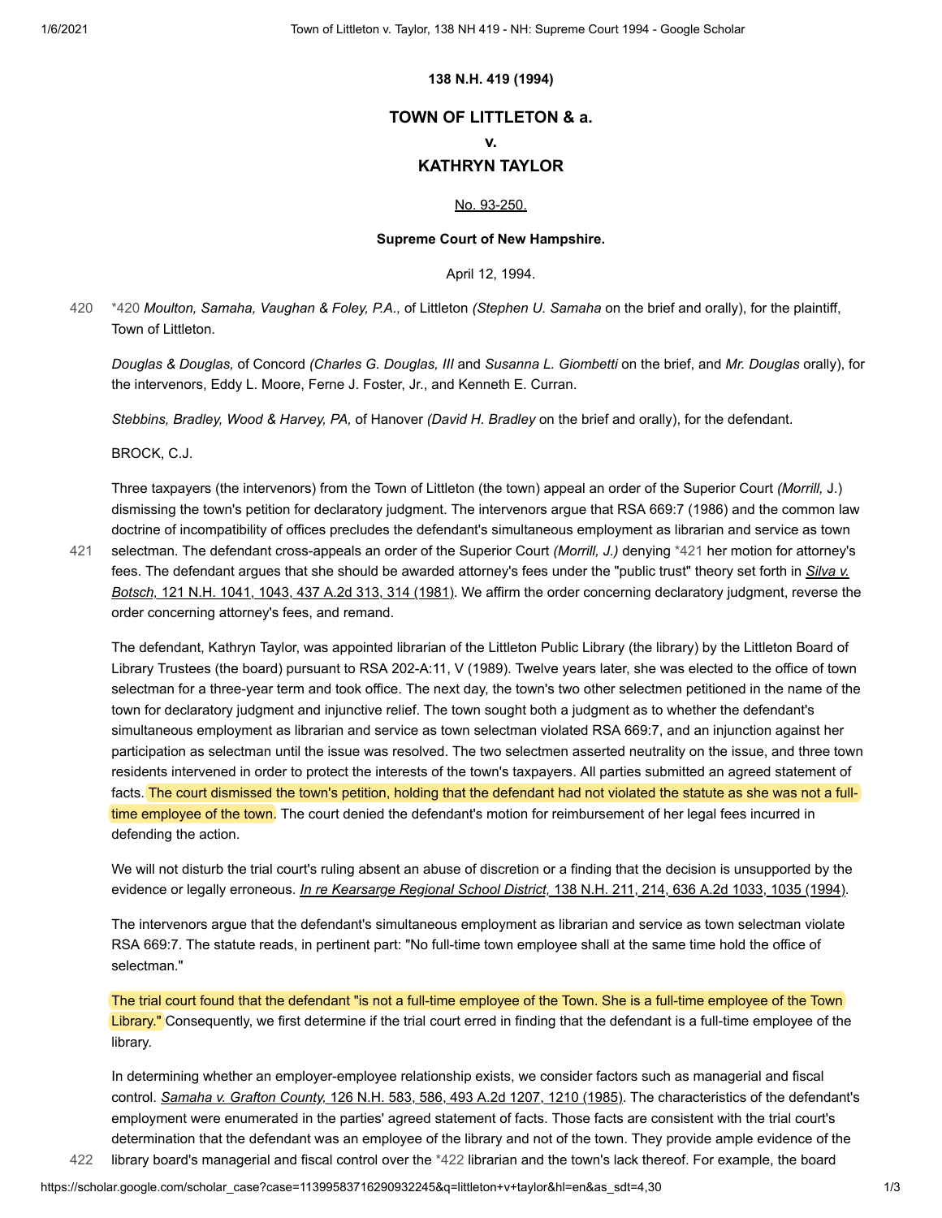**138 N.H. 419 (1994)**

# TOWN OF LITTLETON & a.

**v.**

# KATHRYN TAYLOR

No. 93-250.

**Supreme Court of New Hampshire.**

April 12, 1994.

*420 *Moulton, Samaha, Vaughan & Foley, P.A.,* of Littleton *(Stephen U. Samaha* on the brief and orally), for the plaintiff, Town of Littleton.

*Douglas & Douglas,* of Concord *(Charles G. Douglas, III* and *Susanna L. Giombetti* on the brief, and *Mr. Douglas* orally), for the intervenors, Eddy L. Moore, Ferne J. Foster, Jr., and Kenneth E. Curran.

*Stebbins, Bradley, Wood & Harvey, PA,* of Hanover *(David H. Bradley* on the brief and orally), for the defendant.

BROCK, C.J.

Three taxpayers (the intervenors) from the Town of Littleton (the town) appeal an order of the Superior Court *(Morrill,* J.) dismissing the town's petition for declaratory judgment. The intervenors argue that RSA 669:7 (1986) and the common law doctrine of incompatibility of offices precludes the defendant's simultaneous employment as librarian and service as town selectman. The defendant cross-appeals an order of the Superior Court *(Morrill, J.)* denying *421 her motion for attorney's fees. The defendant argues that she should be awarded attorney's fees under the "public trust" theory set forth in *Silva v. Botsch,* 121 N.H. 1041, 1043, 437 A.2d 313, 314 (1981). We affirm the order concerning declaratory judgment, reverse the order concerning attorney's fees, and remand.

The defendant, Kathryn Taylor, was appointed librarian of the Littleton Public Library (the library) by the Littleton Board of Library Trustees (the board) pursuant to RSA 202-A:11, V (1989). Twelve years later, she was elected to the office of town selectman for a three-year term and took office. The next day, the town's two other selectmen petitioned in the name of the town for declaratory judgment and injunctive relief. The town sought both a judgment as to whether the defendant's simultaneous employment as librarian and service as town selectman violated RSA 669:7, and an injunction against her participation as selectman until the issue was resolved. The two selectmen asserted neutrality on the issue, and three town residents intervened in order to protect the interests of the town's taxpayers. All parties submitted an agreed statement of facts. The court dismissed the town's petition, holding that the defendant had not violated the statute as she was not a full-time employee of the town. The court denied the defendant's motion for reimbursement of her legal fees incurred in defending the action.

We will not disturb the trial court's ruling absent an abuse of discretion or a finding that the decision is unsupported by the evidence or legally erroneous. *In re Kearsarge Regional School District,* 138 N.H. 211, 214, 636 A.2d 1033, 1035 (1994).

The intervenors argue that the defendant's simultaneous employment as librarian and service as town selectman violate RSA 669:7. The statute reads, in pertinent part: "No full-time town employee shall at the same time hold the office of selectman."

The trial court found that the defendant "is not a full-time employee of the Town. She is a full-time employee of the Town Library." Consequently, we first determine if the trial court erred in finding that the defendant is a full-time employee of the library.

In determining whether an employer-employee relationship exists, we consider factors such as managerial and fiscal control. *Samaha v. Grafton County,* 126 N.H. 583, 586, 493 A.2d 1207, 1210 (1985). The characteristics of the defendant's employment were enumerated in the parties' agreed statement of facts. Those facts are consistent with the trial court's determination that the defendant was an employee of the library and not of the town. They provide ample evidence of the library board's managerial and fiscal control over the *422 librarian and the town's lack thereof. For example, the board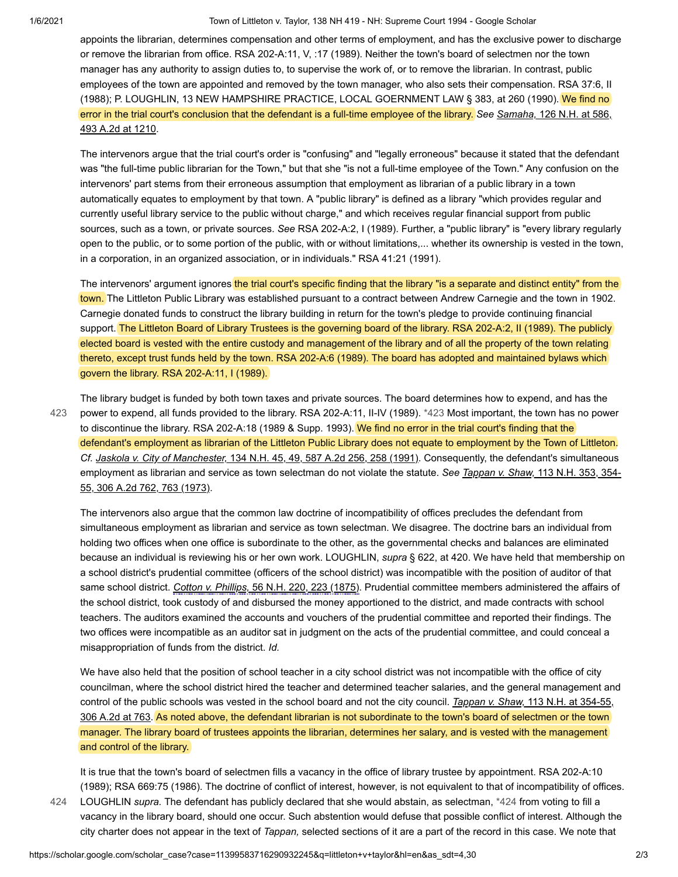appoints the librarian, determines compensation and other terms of employment, and has the exclusive power to discharge or remove the librarian from office. RSA 202-A:11, V, :17 (1989). Neither the town's board of selectmen nor the town manager has any authority to assign duties to, to supervise the work of, or to remove the librarian. In contrast, public employees of the town are appointed and removed by the town manager, who also sets their compensation. RSA 37:6, II (1988); P. LOUGHLIN, 13 NEW HAMPSHIRE PRACTICE, LOCAL GOERNMENT LAW § 383, at 260 (1990). We find no error in the trial court's conclusion that the defendant is a full-time employee of the library. *See* Samaha, 126 N.H. at 586, 493 A.2d at 1210.

The intervenors argue that the trial court's order is "confusing" and "legally erroneous" because it stated that the defendant was "the full-time public librarian for the Town," but that she "is not a full-time employee of the Town." Any confusion on the intervenors' part stems from their erroneous assumption that employment as librarian of a public library in a town automatically equates to employment by that town. A "public library" is defined as a library "which provides regular and currently useful library service to the public without charge," and which receives regular financial support from public sources, such as a town, or private sources. *See* RSA 202-A:2, I (1989). Further, a "public library" is "every library regularly open to the public, or to some portion of the public, with or without limitations,... whether its ownership is vested in the town, in a corporation, in an organized association, or in individuals." RSA 41:21 (1991).

The intervenors' argument ignores the trial court's specific finding that the library "is a separate and distinct entity" from the town. The Littleton Public Library was established pursuant to a contract between Andrew Carnegie and the town in 1902. Carnegie donated funds to construct the library building in return for the town's pledge to provide continuing financial support. The Littleton Board of Library Trustees is the governing board of the library. RSA 202-A:2, II (1989). The publicly elected board is vested with the entire custody and management of the library and of all the property of the town relating thereto, except trust funds held by the town. RSA 202-A:6 (1989). The board has adopted and maintained bylaws which govern the library. RSA 202-A:11, I (1989).

The library budget is funded by both town taxes and private sources. The board determines how to expend, and has the power to expend, all funds provided to the library. RSA 202-A:11, II-IV (1989). *423 Most important, the town has no power to discontinue the library. RSA 202-A:18 (1989 & Supp. 1993). We find no error in the trial court's finding that the defendant's employment as librarian of the Littleton Public Library does not equate to employment by the Town of Littleton. *Cf.* *Jaskola v. City of Manchester,* 134 N.H. 45, 49, 587 A.2d 256, 258 (1991). Consequently, the defendant's simultaneous employment as librarian and service as town selectman do not violate the statute. *See* *Tappan v. Shaw,* 113 N.H. 353, 354-55, 306 A.2d 762, 763 (1973).

The intervenors also argue that the common law doctrine of incompatibility of offices precludes the defendant from simultaneous employment as librarian and service as town selectman. We disagree. The doctrine bars an individual from holding two offices when one office is subordinate to the other, as the governmental checks and balances are eliminated because an individual is reviewing his or her own work. LOUGHLIN, *supra* § 622, at 420. We have held that membership on a school district's prudential committee (officers of the school district) was incompatible with the position of auditor of that same school district. *Cotton v. Phillips,* 56 N.H. 220, 223 (1875). Prudential committee members administered the affairs of the school district, took custody of and disbursed the money apportioned to the district, and made contracts with school teachers. The auditors examined the accounts and vouchers of the prudential committee and reported their findings. The two offices were incompatible as an auditor sat in judgment on the acts of the prudential committee, and could conceal a misappropriation of funds from the district. *Id.*

We have also held that the position of school teacher in a city school district was not incompatible with the office of city councilman, where the school district hired the teacher and determined teacher salaries, and the general management and control of the public schools was vested in the school board and not the city council. *Tappan v. Shaw,* 113 N.H. at 354-55, 306 A.2d at 763. As noted above, the defendant librarian is not subordinate to the town's board of selectmen or the town manager. The library board of trustees appoints the librarian, determines her salary, and is vested with the management and control of the library.

It is true that the town's board of selectmen fills a vacancy in the office of library trustee by appointment. RSA 202-A:10 (1989); RSA 669:75 (1986). The doctrine of conflict of interest, however, is not equivalent to that of incompatibility of offices. LOUGHLIN *supra.* The defendant has publicly declared that she would abstain, as selectman, *424 from voting to fill a vacancy in the library board, should one occur. Such abstention would defuse that possible conflict of interest. Although the city charter does not appear in the text of *Tappan,* selected sections of it are a part of the record in this case. We note that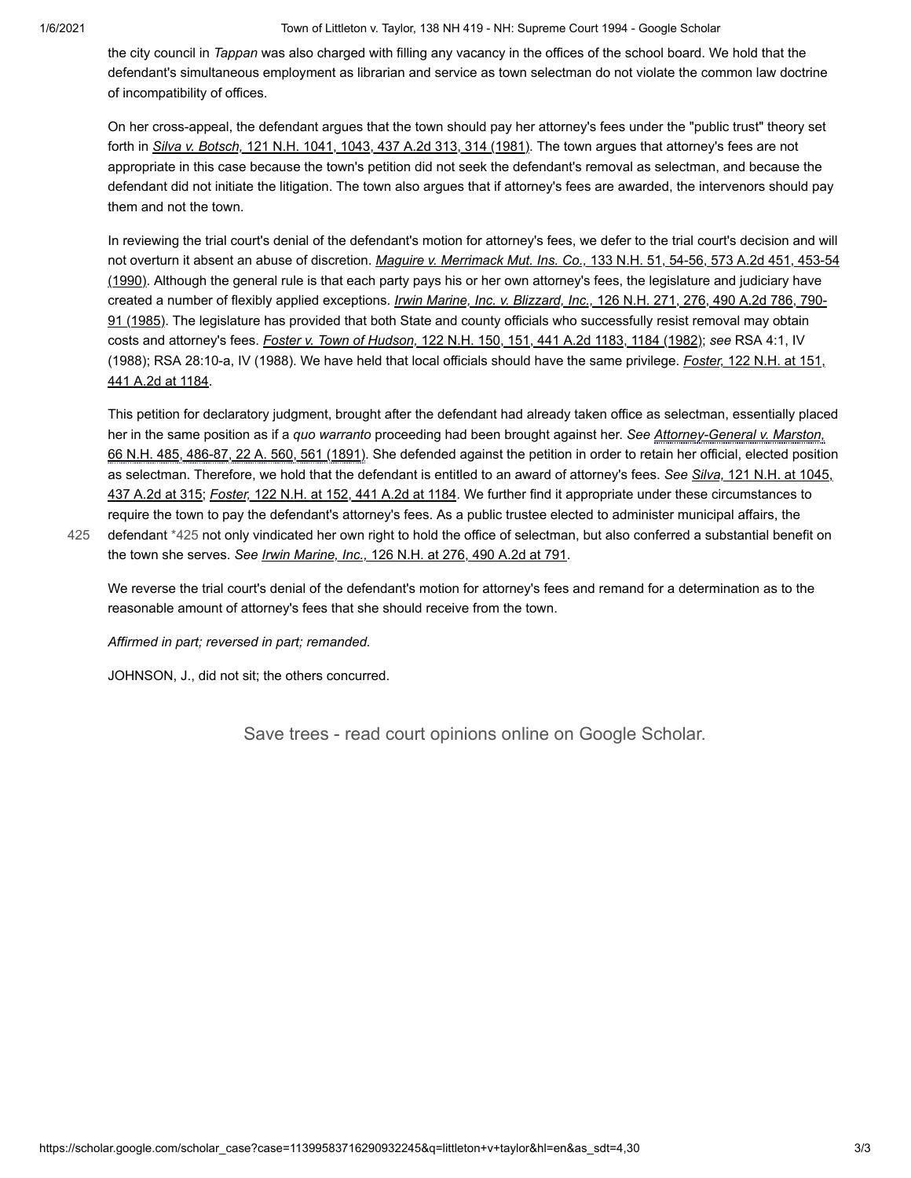the city council in *Tappan* was also charged with filling any vacancy in the offices of the school board. We hold that the defendant's simultaneous employment as librarian and service as town selectman do not violate the common law doctrine of incompatibility of offices.

On her cross-appeal, the defendant argues that the town should pay her attorney's fees under the "public trust" theory set forth in *Silva v. Botsch,* 121 N.H. 1041, 1043, 437 A.2d 313, 314 (1981). The town argues that attorney's fees are not appropriate in this case because the town's petition did not seek the defendant's removal as selectman, and because the defendant did not initiate the litigation. The town also argues that if attorney's fees are awarded, the intervenors should pay them and not the town.

In reviewing the trial court's denial of the defendant's motion for attorney's fees, we defer to the trial court's decision and will not overturn it absent an abuse of discretion. *Maguire v. Merrimack Mut. Ins. Co.,* 133 N.H. 51, 54-56, 573 A.2d 451, 453-54 (1990). Although the general rule is that each party pays his or her own attorney's fees, the legislature and judiciary have created a number of flexibly applied exceptions. *Irwin Marine, Inc. v. Blizzard, Inc.,* 126 N.H. 271, 276, 490 A.2d 786, 790-91 (1985). The legislature has provided that both State and county officials who successfully resist removal may obtain costs and attorney's fees. *Foster v. Town of Hudson,* 122 N.H. 150, 151, 441 A.2d 1183, 1184 (1982); *see* RSA 4:1, IV (1988); RSA 28:10-a, IV (1988). We have held that local officials should have the same privilege. *Foster,* 122 N.H. at 151, 441 A.2d at 1184.

This petition for declaratory judgment, brought after the defendant had already taken office as selectman, essentially placed her in the same position as if a *quo warranto* proceeding had been brought against her. *See Attorney-General v. Marston,* 66 N.H. 485, 486-87, 22 A. 560, 561 (1891). She defended against the petition in order to retain her official, elected position as selectman. Therefore, we hold that the defendant is entitled to an award of attorney's fees. *See Silva,* 121 N.H. at 1045, 437 A.2d at 315; *Foster,* 122 N.H. at 152, 441 A.2d at 1184. We further find it appropriate under these circumstances to require the town to pay the defendant's attorney's fees. As a public trustee elected to administer municipal affairs, the defendant *425 not only vindicated her own right to hold the office of selectman, but also conferred a substantial benefit on the town she serves. *See Irwin Marine, Inc.,* 126 N.H. at 276, 490 A.2d at 791.

We reverse the trial court's denial of the defendant's motion for attorney's fees and remand for a determination as to the reasonable amount of attorney's fees that she should receive from the town.

*Affirmed in part; reversed in part; remanded.*

JOHNSON, J., did not sit; the others concurred.